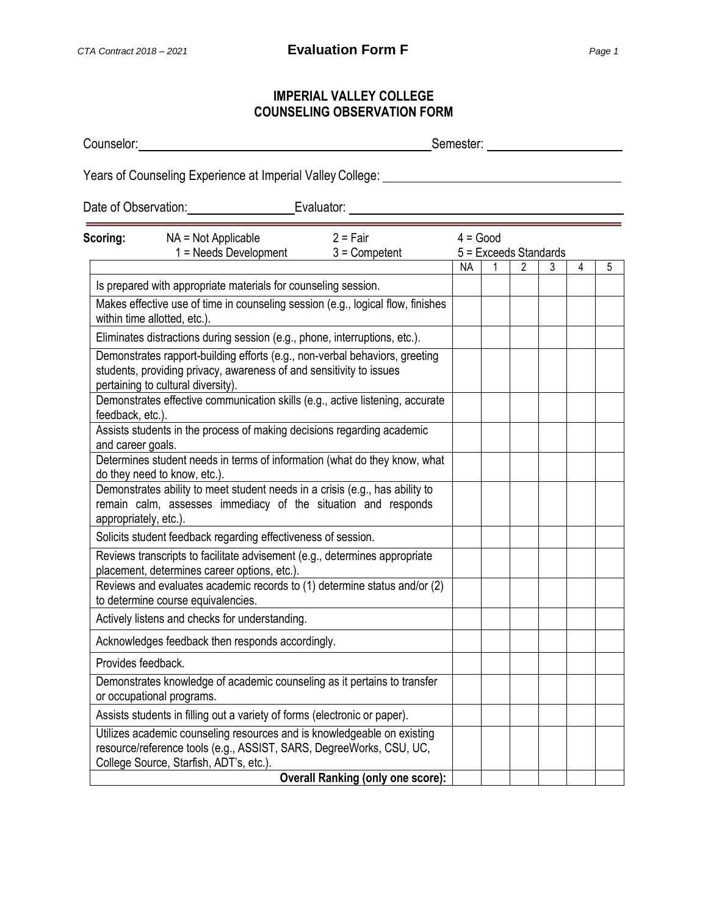**Evaluation Form F**

## IMPERIAL VALLEY COLLEGE
## COUNSELING OBSERVATION FORM

Counselor: ______________________________ Semester: ____________________

Years of Counseling Experience at Imperial Valley College: ______________________________

Date of Observation: ______________ Evaluator: ______________________________

**Scoring:** NA = Not Applicable 1 = Needs Development 2 = Fair 3 = Competent 4 = Good 5 = Exceeds Standards

| | NA | 1 | 2 | 3 | 4 | 5 |
|---|---|---|---|---|---|---|
| Is prepared with appropriate materials for counseling session. | | | | | | |
| Makes effective use of time in counseling session (e.g., logical flow, finishes within time allotted, etc.). | | | | | | |
| Eliminates distractions during session (e.g., phone, interruptions, etc.). | | | | | | |
| Demonstrates rapport-building efforts (e.g., non-verbal behaviors, greeting students, providing privacy, awareness of and sensitivity to issues pertaining to cultural diversity). | | | | | | |
| Demonstrates effective communication skills (e.g., active listening, accurate feedback, etc.). | | | | | | |
| Assists students in the process of making decisions regarding academic and career goals. | | | | | | |
| Determines student needs in terms of information (what do they know, what do they need to know, etc.). | | | | | | |
| Demonstrates ability to meet student needs in a crisis (e.g., has ability to remain calm, assesses immediacy of the situation and responds appropriately, etc.). | | | | | | |
| Solicits student feedback regarding effectiveness of session. | | | | | | |
| Reviews transcripts to facilitate advisement (e.g., determines appropriate placement, determines career options, etc.). | | | | | | |
| Reviews and evaluates academic records to (1) determine status and/or (2) to determine course equivalencies. | | | | | | |
| Actively listens and checks for understanding. | | | | | | |
| Acknowledges feedback then responds accordingly. | | | | | | |
| Provides feedback. | | | | | | |
| Demonstrates knowledge of academic counseling as it pertains to transfer or occupational programs. | | | | | | |
| Assists students in filling out a variety of forms (electronic or paper). | | | | | | |
| Utilizes academic counseling resources and is knowledgeable on existing resource/reference tools (e.g., ASSIST, SARS, DegreeWorks, CSU, UC, College Source, Starfish, ADT's, etc.). | | | | | | |
| **Overall Ranking (only one score):** | | | | | | |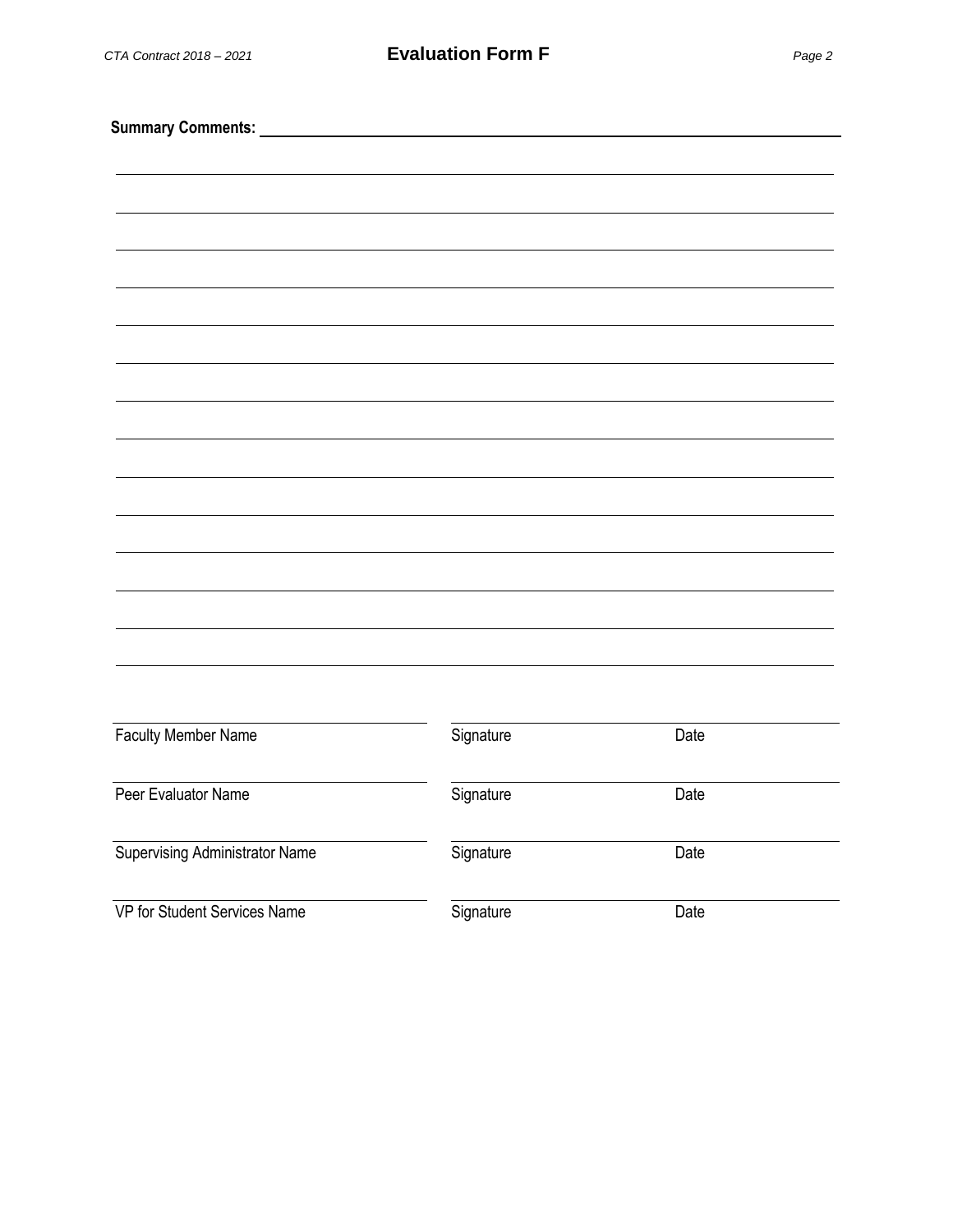## Evaluation Form F

**Summary Comments:** ____________________________________________

______________________________________________________________

______________________________________________________________

______________________________________________________________

______________________________________________________________

______________________________________________________________

______________________________________________________________

______________________________________________________________

______________________________________________________________

______________________________________________________________

______________________________________________________________

______________________________________________________________

______________________________________________________________

______________________________________________________________

| | | |
|---|---|---|
| Faculty Member Name | Signature | Date |
| Peer Evaluator Name | Signature | Date |
| Supervising Administrator Name | Signature | Date |
| VP for Student Services Name | Signature | Date |